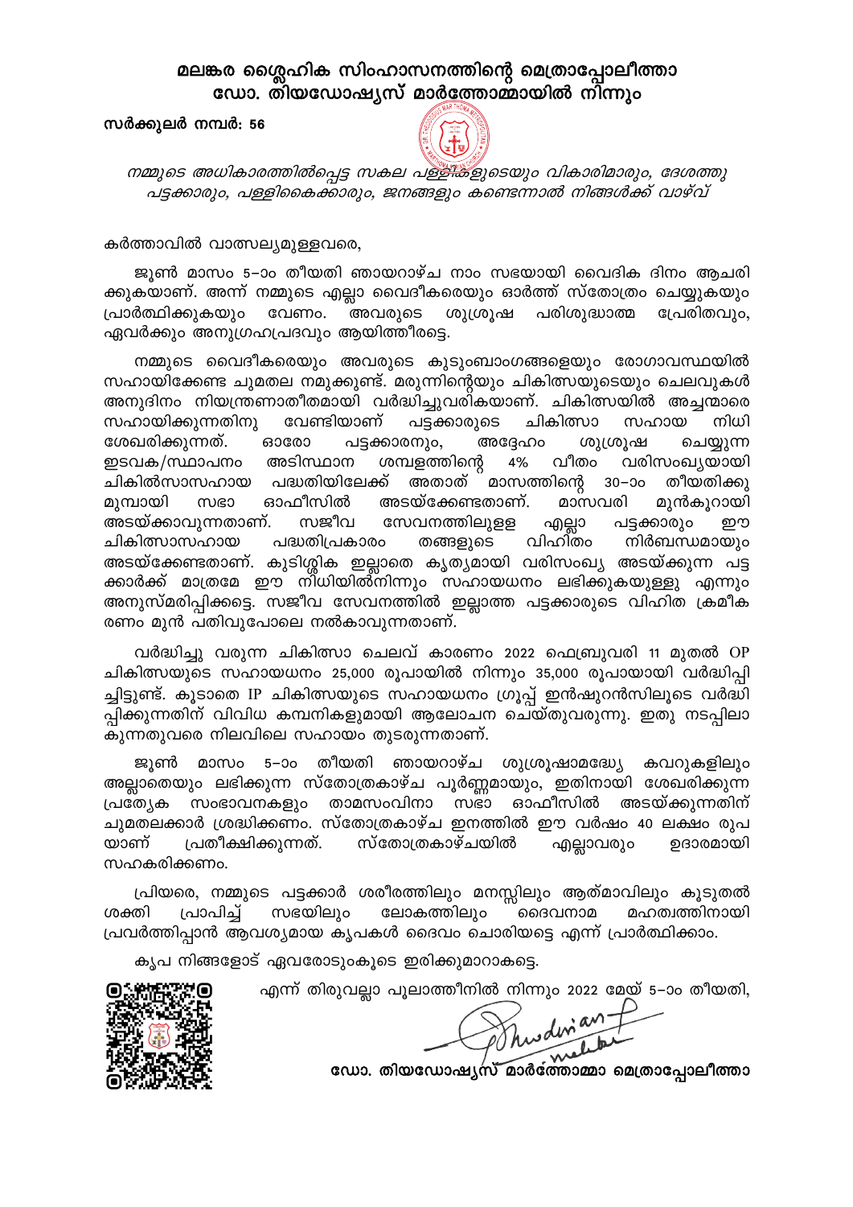## മലങ്കര ശ്ലൈഹിക സിംഹാസനത്തിന്റെ മെത്രാപ്പോലീത്താ ഡോ. തിയഡോഷ്യസ് മാർത്തോമ്മായിൽ നിന്നും

**സർക്കുലർ നമ്പർ: 56**

*നമ്മുടെ അധികാരത്തിൽപ്പെട്ട സകല പള്ളികളുടെയും വികാരിമാരും, ദേശത്തു പട്ടക്കാരും, പള്ളികൈക്കാരും, ജനങ്ങളും കണ്ടെന്നാൽ നിങ്ങൾക്ക് വാഴ്വ്*

കർത്താവിൽ വാത്സല്യമുള്ളവരെ,

ജൂൺ മാസം 5–ാം തീയതി ഞായറാഴ്ച നാം സഭയായി വൈദിക ദിനം ആചരിക്കുകയാണ്. അന്ന് നമ്മുടെ എല്ലാ വൈദീകരെയും ഓർത്ത് സ്തോത്രം ചെയ്യുകയും പ്രാർത്ഥിക്കുകയും വേണം. അവരുടെ ശുശ്രൂഷ പരിശുദ്ധാത്മ പ്രേരിതവും, ഏവർക്കും അനുഗ്രഹപ്രദവും ആയിത്തീരട്ടെ.

നമ്മുടെ വൈദീകരെയും അവരുടെ കുടുംബാംഗങ്ങളെയും രോഗാവസ്ഥയിൽ സഹായിക്കേണ്ട ചുമതല നമുക്കുണ്ട്. മരുന്നിന്റെയും ചികിത്സയുടെയും ചെലവുകൾ അനുദിനം നിയന്ത്രണാതീതമായി വർദ്ധിച്ചുവരികയാണ്. ചികിത്സയിൽ അച്ചന്മാരെ സഹായിക്കുന്നതിനു വേണ്ടിയാണ് പട്ടക്കാരുടെ ചികിത്സാ സഹായ നിധി ശേഖരിക്കുന്നത്. ഓരോ പട്ടക്കാരനും, അദ്ദേഹം ശുശ്രൂഷ ചെയ്യുന്ന ഇടവക/സ്ഥാപനം അടിസ്ഥാന ശമ്പളത്തിന്റെ 4% വീതം വരിസംഖ്യയായി ചികിൽസാസഹായ പദ്ധതിയിലേക്ക് അതാത് മാസത്തിന്റെ 30–ാം തീയതിക്കു മുമ്പായി സഭാ ഓഫീസിൽ അടയ്ക്കേണ്ടതാണ്. മാസവരി മുൻകൂറായി അടയ്ക്കാവുന്നതാണ്. സജീവ സേവനത്തിലുള്ള എല്ലാ പട്ടക്കാരും ഈ ചികിത്സാസഹായ പദ്ധതിപ്രകാരം തങ്ങളുടെ വിഹിതം നിർബന്ധമായും അടയ്ക്കേണ്ടതാണ്. കുടിശ്ശിക ഇല്ലാതെ കൃത്യമായി വരിസംഖ്യ അടയ്ക്കുന്ന പട്ടക്കാർക്ക് മാത്രമേ ഈ നിധിയിൽനിന്നും സഹായധനം ലഭിക്കുകയുള്ളു എന്നും അനുസ്മരിപ്പിക്കട്ടെ. സജീവ സേവനത്തിൽ ഇല്ലാത്ത പട്ടക്കാരുടെ വിഹിത ക്രമീകരണം മുൻ പതിവുപോലെ നൽകാവുന്നതാണ്.

വർദ്ധിച്ചു വരുന്ന ചികിത്സാ ചെലവ് കാരണം 2022 ഫെബ്രുവരി 11 മുതൽ OP ചികിത്സയുടെ സഹായധനം 25,000 രൂപായിൽ നിന്നും 35,000 രൂപായായി വർദ്ധിപ്പിച്ചിട്ടുണ്ട്. കൂടാതെ IP ചികിത്സയുടെ സഹായധനം ഗ്രൂപ്പ് ഇൻഷുറൻസിലൂടെ വർദ്ധിപ്പിക്കുന്നതിന് വിവിധ കമ്പനികളുമായി ആലോചന ചെയ്തുവരുന്നു. ഇതു നടപ്പിലാകുന്നതുവരെ നിലവിലെ സഹായം തുടരുന്നതാണ്.

ജൂൺ മാസം 5–ാം തീയതി ഞായറാഴ്ച ശുശ്രൂഷാമദ്ധ്യേ കവറുകളിലും അല്ലാതെയും ലഭിക്കുന്ന സ്തോത്രകാഴ്ച പൂർണ്ണമായും, ഇതിനായി ശേഖരിക്കുന്ന പ്രത്യേക സംഭാവനകളും താമസംവിനാ സഭാ ഓഫീസിൽ അടയ്ക്കുന്നതിന് ചുമതലക്കാർ ശ്രദ്ധിക്കണം. സ്തോത്രകാഴ്ച ഇനത്തിൽ ഈ വർഷം 40 ലക്ഷം രൂപയാണ് പ്രതീക്ഷിക്കുന്നത്. സ്തോത്രകാഴ്ചയിൽ എല്ലാവരും ഉദാരമായി സഹകരിക്കണം.

പ്രിയരെ, നമ്മുടെ പട്ടക്കാർ ശരീരത്തിലും മനസ്സിലും ആത്മാവിലും കൂടുതൽ ശക്തി പ്രാപിച്ച് സഭയിലും ലോകത്തിലും ദൈവനാമ മഹത്വത്തിനായി പ്രവർത്തിപ്പാൻ ആവശ്യമായ കൃപകൾ ദൈവം ചൊരിയട്ടെ എന്ന് പ്രാർത്ഥിക്കാം.

കൃപ നിങ്ങളോട് ഏവരോടുംകൂടെ ഇരിക്കുമാറാകട്ടെ.

എന്ന് തിരുവല്ലാ പൂലാത്തീനിൽ നിന്നും 2022 മേയ് 5–ാം തീയതി,

ഡോ. തിയഡോഷ്യസ് മാർത്തോമ്മാ മെത്രാപ്പോലീത്താ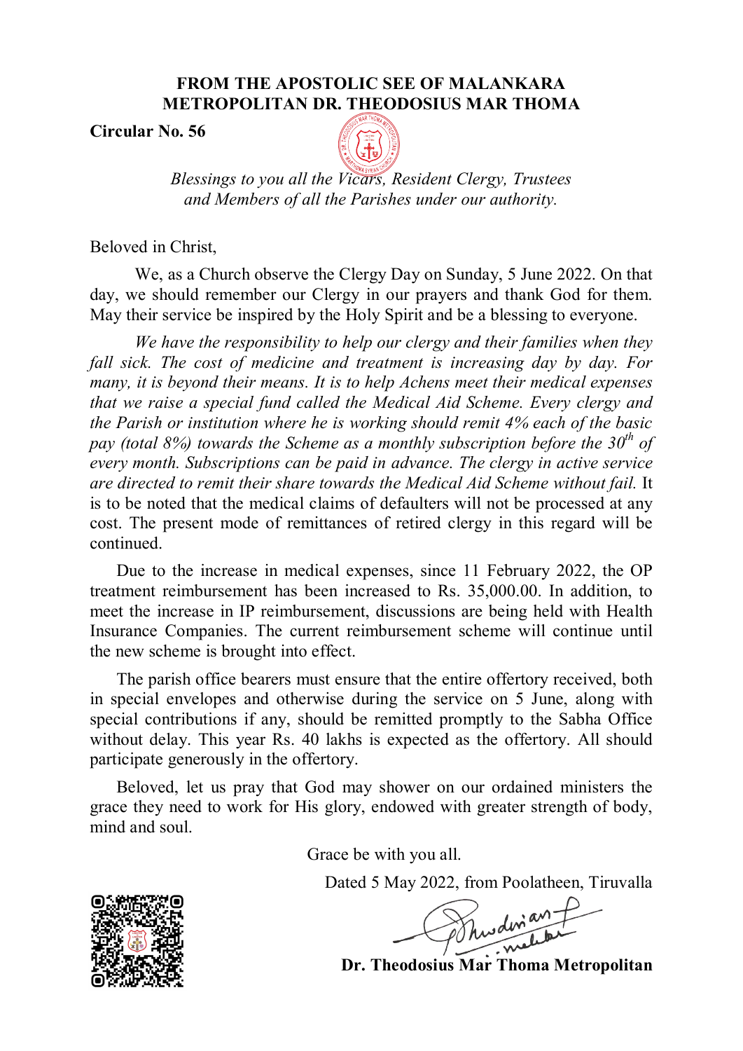**FROM THE APOSTOLIC SEE OF MALANKARA METROPOLITAN DR. THEODOSIUS MAR THOMA**

**Circular No. 56**

*Blessings to you all the Vicars, Resident Clergy, Trustees and Members of all the Parishes under our authority.*

Beloved in Christ,

We, as a Church observe the Clergy Day on Sunday, 5 June 2022. On that day, we should remember our Clergy in our prayers and thank God for them. May their service be inspired by the Holy Spirit and be a blessing to everyone.

*We have the responsibility to help our clergy and their families when they fall sick. The cost of medicine and treatment is increasing day by day. For many, it is beyond their means. It is to help Achens meet their medical expenses that we raise a special fund called the Medical Aid Scheme. Every clergy and the Parish or institution where he is working should remit 4% each of the basic pay (total 8%) towards the Scheme as a monthly subscription before the 30th of every month. Subscriptions can be paid in advance. The clergy in active service are directed to remit their share towards the Medical Aid Scheme without fail.* It is to be noted that the medical claims of defaulters will not be processed at any cost. The present mode of remittances of retired clergy in this regard will be continued.

Due to the increase in medical expenses, since 11 February 2022, the OP treatment reimbursement has been increased to Rs. 35,000.00. In addition, to meet the increase in IP reimbursement, discussions are being held with Health Insurance Companies. The current reimbursement scheme will continue until the new scheme is brought into effect.

The parish office bearers must ensure that the entire offertory received, both in special envelopes and otherwise during the service on 5 June, along with special contributions if any, should be remitted promptly to the Sabha Office without delay. This year Rs. 40 lakhs is expected as the offertory. All should participate generously in the offertory.

Beloved, let us pray that God may shower on our ordained ministers the grace they need to work for His glory, endowed with greater strength of body, mind and soul.

Grace be with you all.

Dated 5 May 2022, from Poolatheen, Tiruvalla

**Dr. Theodosius Mar Thoma Metropolitan**